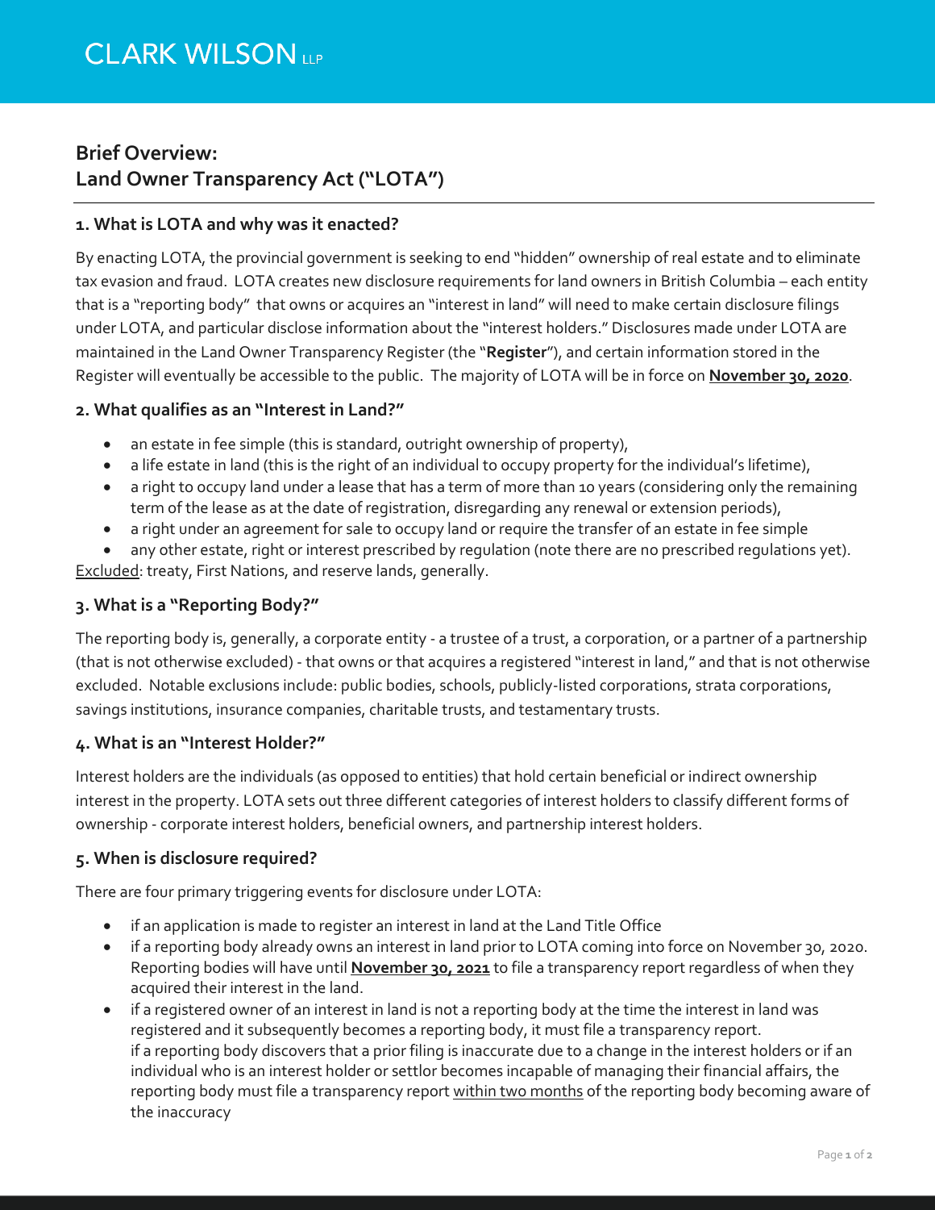CLARK WILSON LLP

# Brief Overview: Land Owner Transparency Act ("LOTA")

## 1. What is LOTA and why was it enacted?

By enacting LOTA, the provincial government is seeking to end "hidden" ownership of real estate and to eliminate tax evasion and fraud. LOTA creates new disclosure requirements for land owners in British Columbia – each entity that is a "reporting body" that owns or acquires an "interest in land" will need to make certain disclosure filings under LOTA, and particular disclose information about the "interest holders." Disclosures made under LOTA are maintained in the Land Owner Transparency Register (the "**Register**"), and certain information stored in the Register will eventually be accessible to the public. The majority of LOTA will be in force on **November 30, 2020**.

## 2. What qualifies as an "Interest in Land?"

- an estate in fee simple (this is standard, outright ownership of property),
- a life estate in land (this is the right of an individual to occupy property for the individual's lifetime),
- a right to occupy land under a lease that has a term of more than 10 years (considering only the remaining term of the lease as at the date of registration, disregarding any renewal or extension periods),
- a right under an agreement for sale to occupy land or require the transfer of an estate in fee simple
- any other estate, right or interest prescribed by regulation (note there are no prescribed regulations yet).

Excluded: treaty, First Nations, and reserve lands, generally.

## 3. What is a "Reporting Body?"

The reporting body is, generally, a corporate entity - a trustee of a trust, a corporation, or a partner of a partnership (that is not otherwise excluded) - that owns or that acquires a registered "interest in land," and that is not otherwise excluded. Notable exclusions include: public bodies, schools, publicly-listed corporations, strata corporations, savings institutions, insurance companies, charitable trusts, and testamentary trusts.

## 4. What is an "Interest Holder?"

Interest holders are the individuals (as opposed to entities) that hold certain beneficial or indirect ownership interest in the property. LOTA sets out three different categories of interest holders to classify different forms of ownership - corporate interest holders, beneficial owners, and partnership interest holders.

## 5. When is disclosure required?

There are four primary triggering events for disclosure under LOTA:

- if an application is made to register an interest in land at the Land Title Office
- if a reporting body already owns an interest in land prior to LOTA coming into force on November 30, 2020. Reporting bodies will have until **November 30, 2021** to file a transparency report regardless of when they acquired their interest in the land.
- if a registered owner of an interest in land is not a reporting body at the time the interest in land was registered and it subsequently becomes a reporting body, it must file a transparency report.
  if a reporting body discovers that a prior filing is inaccurate due to a change in the interest holders or if an individual who is an interest holder or settlor becomes incapable of managing their financial affairs, the reporting body must file a transparency report within two months of the reporting body becoming aware of the inaccuracy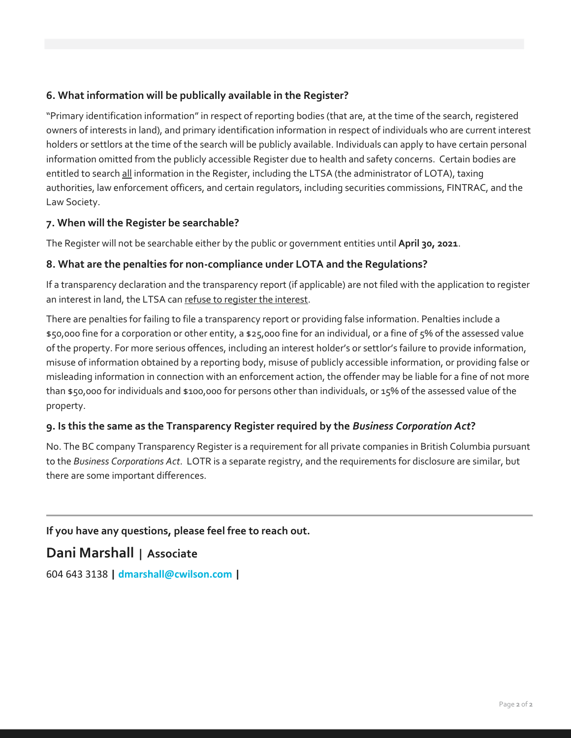### 6. What information will be publically available in the Register?

"Primary identification information" in respect of reporting bodies (that are, at the time of the search, registered owners of interests in land), and primary identification information in respect of individuals who are current interest holders or settlors at the time of the search will be publicly available. Individuals can apply to have certain personal information omitted from the publicly accessible Register due to health and safety concerns. Certain bodies are entitled to search all information in the Register, including the LTSA (the administrator of LOTA), taxing authorities, law enforcement officers, and certain regulators, including securities commissions, FINTRAC, and the Law Society.

### 7. When will the Register be searchable?

The Register will not be searchable either by the public or government entities until **April 30, 2021**.

### 8. What are the penalties for non-compliance under LOTA and the Regulations?

If a transparency declaration and the transparency report (if applicable) are not filed with the application to register an interest in land, the LTSA can refuse to register the interest.

There are penalties for failing to file a transparency report or providing false information. Penalties include a $50,000 fine for a corporation or other entity, a $25,000 fine for an individual, or a fine of 5% of the assessed value of the property. For more serious offences, including an interest holder's or settlor's failure to provide information, misuse of information obtained by a reporting body, misuse of publicly accessible information, or providing false or misleading information in connection with an enforcement action, the offender may be liable for a fine of not more than $50,000 for individuals and $100,000 for persons other than individuals, or 15% of the assessed value of the property.

### 9. Is this the same as the Transparency Register required by the *Business Corporation Act*?

No. The BC company Transparency Register is a requirement for all private companies in British Columbia pursuant to the *Business Corporations Act*. LOTR is a separate registry, and the requirements for disclosure are similar, but there are some important differences.

---

**If you have any questions, please feel free to reach out.**

**Dani Marshall | Associate**

604 643 3138 **|** **dmarshall@cwilson.com** **|**